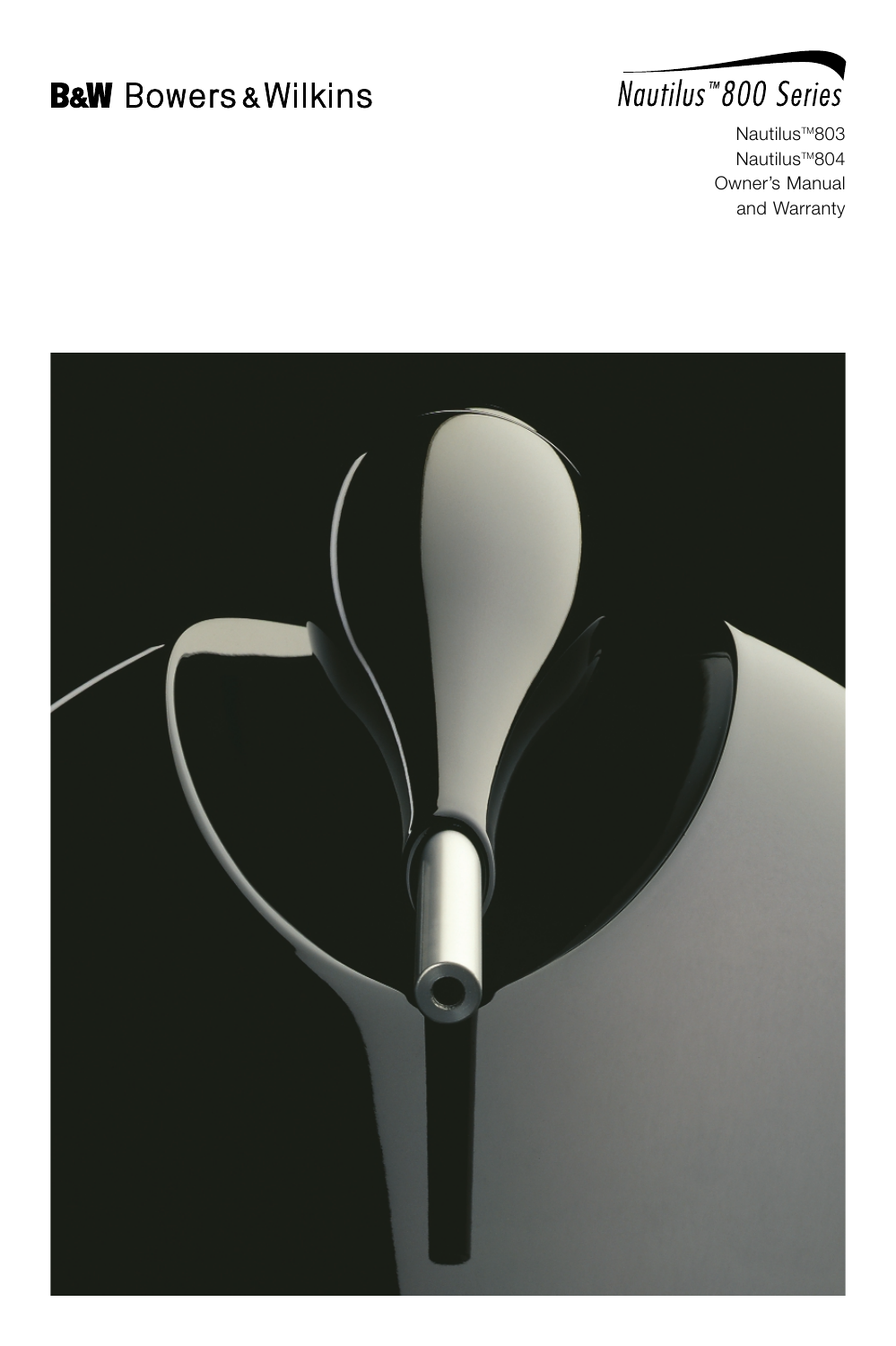B&W Bowers & Wilkins

# Nautilus™ 800 Series

Nautilus™803
Nautilus™804
Owner's Manual
and Warranty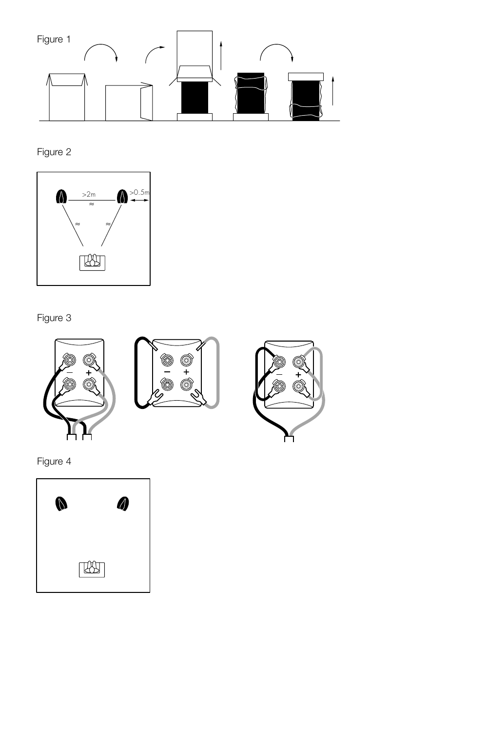Figure 1

Figure 2

>2m

>0.5m

Figure 3

Figure 4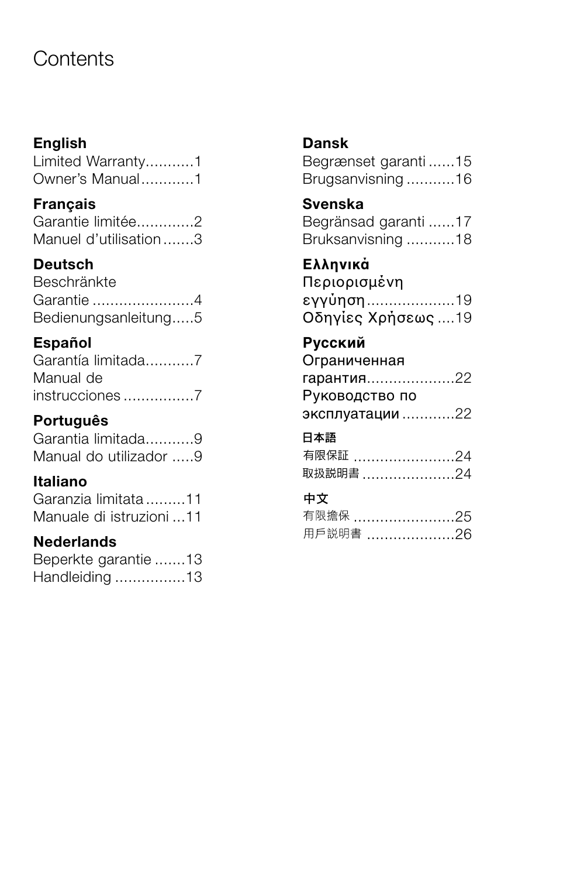# Contents

**English**
Limited Warranty...........1
Owner's Manual............1

**Français**
Garantie limitée.............2
Manuel d'utilisation .......3

**Deutsch**
Beschränkte Garantie .......................4
Bedienungsanleitung.....5

**Español**
Garantía limitada...........7
Manual de instrucciones ................7

**Português**
Garantia limitada...........9
Manual do utilizador .....9

**Italiano**
Garanzia limitata .........11
Manuale di istruzioni ...11

**Nederlands**
Beperkte garantie .......13
Handleiding ................13

**Dansk**
Begrænset garanti ......15
Brugsanvisning ...........16

**Svenska**
Begränsad garanti ......17
Bruksanvisning ...........18

**Ελληνικά**
Περιορισμένη εγγύηση....................19
Οδηγίες Χρήσεως ....19

**Русский**
Ограниченная гарантия....................22
Руководство по эксплуатации ............22

**日本語**
有限保証 .......................24
取扱説明書 .....................24

**中文**
有限擔保 .......................25
用戶說明書 ....................26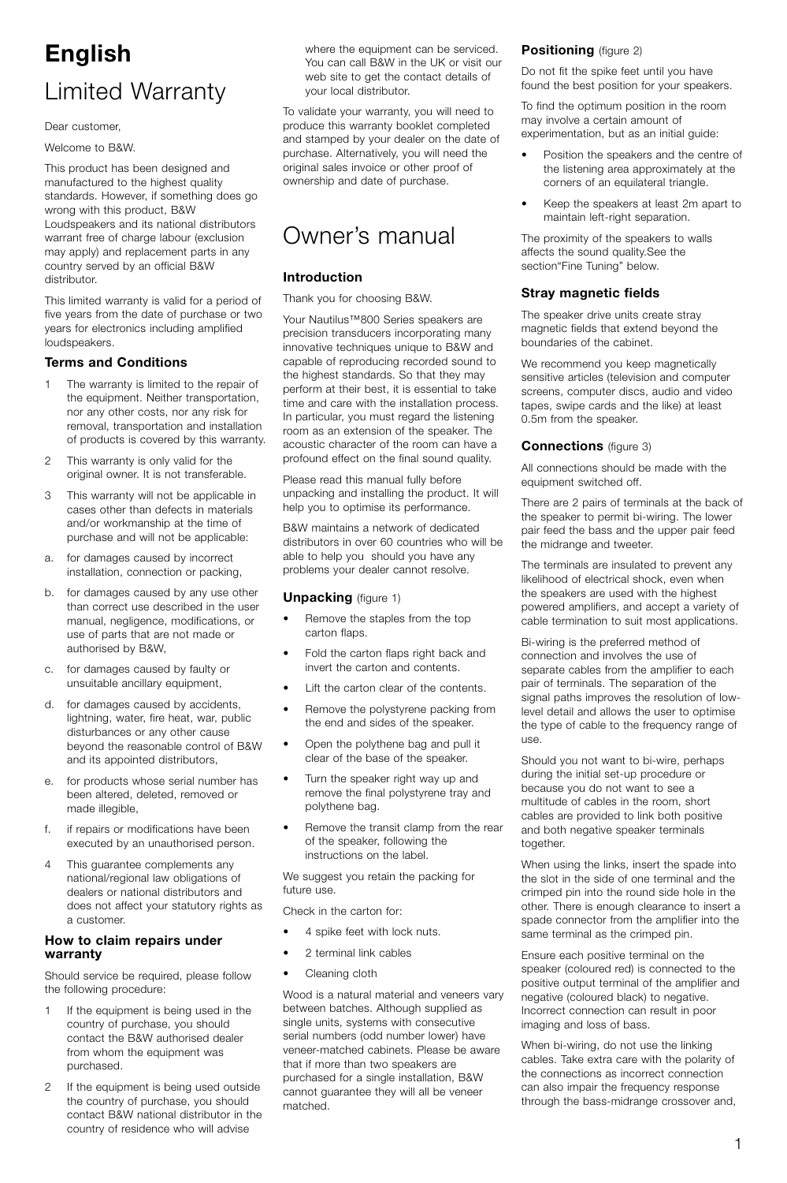# English

# Limited Warranty

Dear customer,

Welcome to B&W.

This product has been designed and manufactured to the highest quality standards. However, if something does go wrong with this product, B&W Loudspeakers and its national distributors warrant free of charge labour (exclusion may apply) and replacement parts in any country served by an official B&W distributor.

This limited warranty is valid for a period of five years from the date of purchase or two years for electronics including amplified loudspeakers.

### Terms and Conditions

1. The warranty is limited to the repair of the equipment. Neither transportation, nor any other costs, nor any risk for removal, transportation and installation of products is covered by this warranty.
2. This warranty is only valid for the original owner. It is not transferable.
3. This warranty will not be applicable in cases other than defects in materials and/or workmanship at the time of purchase and will not be applicable:
   a. for damages caused by incorrect installation, connection or packing,
   b. for damages caused by any use other than correct use described in the user manual, negligence, modifications, or use of parts that are not made or authorised by B&W,
   c. for damages caused by faulty or unsuitable ancillary equipment,
   d. for damages caused by accidents, lightning, water, fire heat, war, public disturbances or any other cause beyond the reasonable control of B&W and its appointed distributors,
   e. for products whose serial number has been altered, deleted, removed or made illegible,
   f. if repairs or modifications have been executed by an unauthorised person.
4. This guarantee complements any national/regional law obligations of dealers or national distributors and does not affect your statutory rights as a customer.

### How to claim repairs under warranty

Should service be required, please follow the following procedure:

1. If the equipment is being used in the country of purchase, you should contact the B&W authorised dealer from whom the equipment was purchased.
2. If the equipment is being used outside the country of purchase, you should contact B&W national distributor in the country of residence who will advise where the equipment can be serviced. You can call B&W in the UK or visit our web site to get the contact details of your local distributor.

To validate your warranty, you will need to produce this warranty booklet completed and stamped by your dealer on the date of purchase. Alternatively, you will need the original sales invoice or other proof of ownership and date of purchase.

# Owner's manual

### Introduction

Thank you for choosing B&W.

Your Nautilus™800 Series speakers are precision transducers incorporating many innovative techniques unique to B&W and capable of reproducing recorded sound to the highest standards. So that they may perform at their best, it is essential to take time and care with the installation process. In particular, you must regard the listening room as an extension of the speaker. The acoustic character of the room can have a profound effect on the final sound quality.

Please read this manual fully before unpacking and installing the product. It will help you to optimise its performance.

B&W maintains a network of dedicated distributors in over 60 countries who will be able to help you should you have any problems your dealer cannot resolve.

### Unpacking (figure 1)

- Remove the staples from the top carton flaps.
- Fold the carton flaps right back and invert the carton and contents.
- Lift the carton clear of the contents.
- Remove the polystyrene packing from the end and sides of the speaker.
- Open the polythene bag and pull it clear of the base of the speaker.
- Turn the speaker right way up and remove the final polystyrene tray and polythene bag.
- Remove the transit clamp from the rear of the speaker, following the instructions on the label.

We suggest you retain the packing for future use.

Check in the carton for:

- 4 spike feet with lock nuts.
- 2 terminal link cables
- Cleaning cloth

Wood is a natural material and veneers vary between batches. Although supplied as single units, systems with consecutive serial numbers (odd number lower) have veneer-matched cabinets. Please be aware that if more than two speakers are purchased for a single installation, B&W cannot guarantee they will all be veneer matched.

### Positioning (figure 2)

Do not fit the spike feet until you have found the best position for your speakers.

To find the optimum position in the room may involve a certain amount of experimentation, but as an initial guide:

- Position the speakers and the centre of the listening area approximately at the corners of an equilateral triangle.
- Keep the speakers at least 2m apart to maintain left-right separation.

The proximity of the speakers to walls affects the sound quality.See the section"Fine Tuning" below.

### Stray magnetic fields

The speaker drive units create stray magnetic fields that extend beyond the boundaries of the cabinet.

We recommend you keep magnetically sensitive articles (television and computer screens, computer discs, audio and video tapes, swipe cards and the like) at least 0.5m from the speaker.

### Connections (figure 3)

All connections should be made with the equipment switched off.

There are 2 pairs of terminals at the back of the speaker to permit bi-wiring. The lower pair feed the bass and the upper pair feed the midrange and tweeter.

The terminals are insulated to prevent any likelihood of electrical shock, even when the speakers are used with the highest powered amplifiers, and accept a variety of cable termination to suit most applications.

Bi-wiring is the preferred method of connection and involves the use of separate cables from the amplifier to each pair of terminals. The separation of the signal paths improves the resolution of low-level detail and allows the user to optimise the type of cable to the frequency range of use.

Should you not want to bi-wire, perhaps during the initial set-up procedure or because you do not want to see a multitude of cables in the room, short cables are provided to link both positive and both negative speaker terminals together.

When using the links, insert the spade into the slot in the side of one terminal and the crimped pin into the round side hole in the other. There is enough clearance to insert a spade connector from the amplifier into the same terminal as the crimped pin.

Ensure each positive terminal on the speaker (coloured red) is connected to the positive output terminal of the amplifier and negative (coloured black) to negative. Incorrect connection can result in poor imaging and loss of bass.

When bi-wiring, do not use the linking cables. Take extra care with the polarity of the connections as incorrect connection can also impair the frequency response through the bass-midrange crossover and,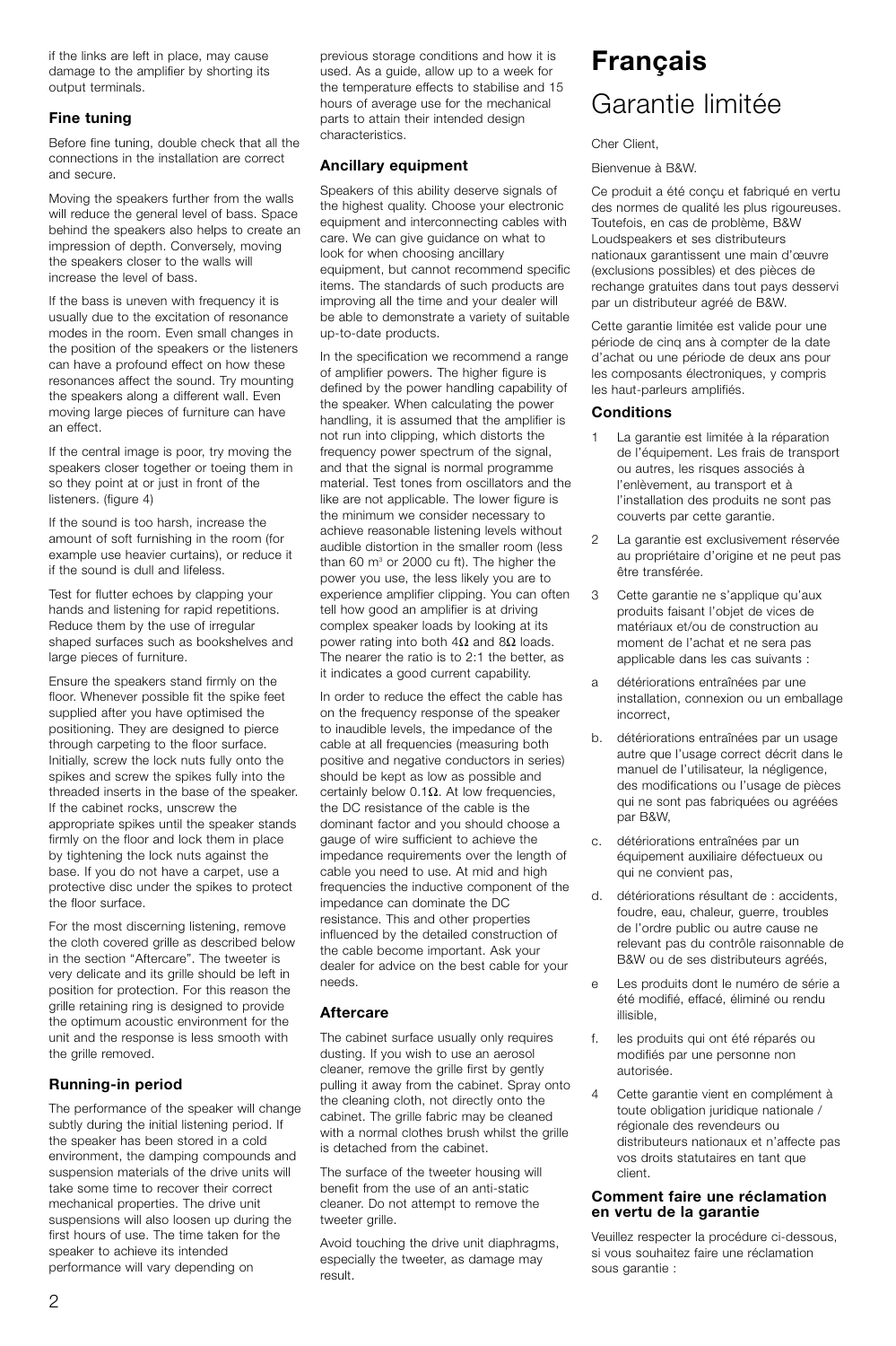if the links are left in place, may cause damage to the amplifier by shorting its output terminals.

### Fine tuning

Before fine tuning, double check that all the connections in the installation are correct and secure.

Moving the speakers further from the walls will reduce the general level of bass. Space behind the speakers also helps to create an impression of depth. Conversely, moving the speakers closer to the walls will increase the level of bass.

If the bass is uneven with frequency it is usually due to the excitation of resonance modes in the room. Even small changes in the position of the speakers or the listeners can have a profound effect on how these resonances affect the sound. Try mounting the speakers along a different wall. Even moving large pieces of furniture can have an effect.

If the central image is poor, try moving the speakers closer together or toeing them in so they point at or just in front of the listeners. (figure 4)

If the sound is too harsh, increase the amount of soft furnishing in the room (for example use heavier curtains), or reduce it if the sound is dull and lifeless.

Test for flutter echoes by clapping your hands and listening for rapid repetitions. Reduce them by the use of irregular shaped surfaces such as bookshelves and large pieces of furniture.

Ensure the speakers stand firmly on the floor. Whenever possible fit the spike feet supplied after you have optimised the positioning. They are designed to pierce through carpeting to the floor surface. Initially, screw the lock nuts fully onto the spikes and screw the spikes fully into the threaded inserts in the base of the speaker. If the cabinet rocks, unscrew the appropriate spikes until the speaker stands firmly on the floor and lock them in place by tightening the lock nuts against the base. If you do not have a carpet, use a protective disc under the spikes to protect the floor surface.

For the most discerning listening, remove the cloth covered grille as described below in the section "Aftercare". The tweeter is very delicate and its grille should be left in position for protection. For this reason the grille retaining ring is designed to provide the optimum acoustic environment for the unit and the response is less smooth with the grille removed.

### Running-in period

The performance of the speaker will change subtly during the initial listening period. If the speaker has been stored in a cold environment, the damping compounds and suspension materials of the drive units will take some time to recover their correct mechanical properties. The drive unit suspensions will also loosen up during the first hours of use. The time taken for the speaker to achieve its intended performance will vary depending on previous storage conditions and how it is used. As a guide, allow up to a week for the temperature effects to stabilise and 15 hours of average use for the mechanical parts to attain their intended design characteristics.

### Ancillary equipment

Speakers of this ability deserve signals of the highest quality. Choose your electronic equipment and interconnecting cables with care. We can give guidance on what to look for when choosing ancillary equipment, but cannot recommend specific items. The standards of such products are improving all the time and your dealer will be able to demonstrate a variety of suitable up-to-date products.

In the specification we recommend a range of amplifier powers. The higher figure is defined by the power handling capability of the speaker. When calculating the power handling, it is assumed that the amplifier is not run into clipping, which distorts the frequency power spectrum of the signal, and that the signal is normal programme material. Test tones from oscillators and the like are not applicable. The lower figure is the minimum we consider necessary to achieve reasonable listening levels without audible distortion in the smaller room (less than 60 m³ or 2000 cu ft). The higher the power you use, the less likely you are to experience amplifier clipping. You can often tell how good an amplifier is at driving complex speaker loads by looking at its power rating into both 4Ω and 8Ω loads. The nearer the ratio is to 2:1 the better, as it indicates a good current capability.

In order to reduce the effect the cable has on the frequency response of the speaker to inaudible levels, the impedance of the cable at all frequencies (measuring both positive and negative conductors in series) should be kept as low as possible and certainly below 0.1Ω. At low frequencies, the DC resistance of the cable is the dominant factor and you should choose a gauge of wire sufficient to achieve the impedance requirements over the length of cable you need to use. At mid and high frequencies the inductive component of the impedance can dominate the DC resistance. This and other properties influenced by the detailed construction of the cable become important. Ask your dealer for advice on the best cable for your needs.

### Aftercare

The cabinet surface usually only requires dusting. If you wish to use an aerosol cleaner, remove the grille first by gently pulling it away from the cabinet. Spray onto the cleaning cloth, not directly onto the cabinet. The grille fabric may be cleaned with a normal clothes brush whilst the grille is detached from the cabinet.

The surface of the tweeter housing will benefit from the use of an anti-static cleaner. Do not attempt to remove the tweeter grille.

Avoid touching the drive unit diaphragms, especially the tweeter, as damage may result.

# Français

## Garantie limitée

Cher Client,

Bienvenue à B&W.

Ce produit a été conçu et fabriqué en vertu des normes de qualité les plus rigoureuses. Toutefois, en cas de problème, B&W Loudspeakers et ses distributeurs nationaux garantissent une main d'œuvre (exclusions possibles) et des pièces de rechange gratuites dans tout pays desservi par un distributeur agréé de B&W.

Cette garantie limitée est valide pour une période de cinq ans à compter de la date d'achat ou une période de deux ans pour les composants électroniques, y compris les haut-parleurs amplifiés.

### Conditions

1. La garantie est limitée à la réparation de l'équipement. Les frais de transport ou autres, les risques associés à l'enlèvement, au transport et à l'installation des produits ne sont pas couverts par cette garantie.
2. La garantie est exclusivement réservée au propriétaire d'origine et ne peut pas être transférée.
3. Cette garantie ne s'applique qu'aux produits faisant l'objet de vices de matériaux et/ou de construction au moment de l'achat et ne sera pas applicable dans les cas suivants :

   a. détériorations entraînées par une installation, connexion ou un emballage incorrect,

   b. détériorations entraînées par un usage autre que l'usage correct décrit dans le manuel de l'utilisateur, la négligence, des modifications ou l'usage de pièces qui ne sont pas fabriquées ou agréées par B&W,

   c. détériorations entraînées par un équipement auxiliaire défectueux ou qui ne convient pas,

   d. détériorations résultant de : accidents, foudre, eau, chaleur, guerre, troubles de l'ordre public ou autre cause ne relevant pas du contrôle raisonnable de B&W ou de ses distributeurs agréés,

   e. Les produits dont le numéro de série a été modifié, effacé, éliminé ou rendu illisible,

   f. les produits qui ont été réparés ou modifiés par une personne non autorisée.

4. Cette garantie vient en complément à toute obligation juridique nationale / régionale des revendeurs ou distributeurs nationaux et n'affecte pas vos droits statutaires en tant que client.

### Comment faire une réclamation en vertu de la garantie

Veuillez respecter la procédure ci-dessous, si vous souhaitez faire une réclamation sous garantie :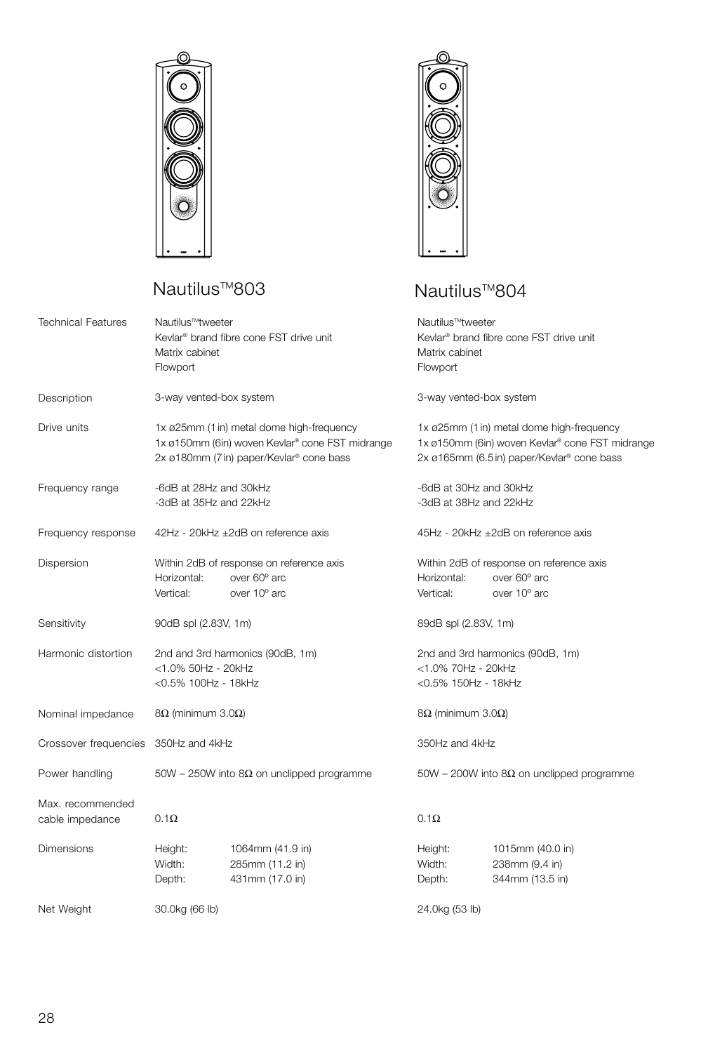| | Nautilus™803 | Nautilus™804 |
|---|---|---|
| Technical Features | Nautilus™tweeter<br>Kevlar® brand fibre cone FST drive unit<br>Matrix cabinet<br>Flowport | Nautilus™tweeter<br>Kevlar® brand fibre cone FST drive unit<br>Matrix cabinet<br>Flowport |
| Description | 3-way vented-box system | 3-way vented-box system |
| Drive units | 1x ø25mm (1 in) metal dome high-frequency<br>1x ø150mm (6in) woven Kevlar® cone FST midrange<br>2x ø180mm (7 in) paper/Kevlar® cone bass | 1x ø25mm (1 in) metal dome high-frequency<br>1x ø150mm (6in) woven Kevlar® cone FST midrange<br>2x ø165mm (6.5 in) paper/Kevlar® cone bass |
| Frequency range | -6dB at 28Hz and 30kHz<br>-3dB at 35Hz and 22kHz | -6dB at 30Hz and 30kHz<br>-3dB at 38Hz and 22kHz |
| Frequency response | 42Hz - 20kHz ±2dB on reference axis | 45Hz - 20kHz ±2dB on reference axis |
| Dispersion | Within 2dB of response on reference axis<br>Horizontal: over 60º arc<br>Vertical: over 10º arc | Within 2dB of response on reference axis<br>Horizontal: over 60º arc<br>Vertical: over 10º arc |
| Sensitivity | 90dB spl (2.83V, 1m) | 89dB spl (2.83V, 1m) |
| Harmonic distortion | 2nd and 3rd harmonics (90dB, 1m)<br><1.0% 50Hz - 20kHz<br><0.5% 100Hz - 18kHz | 2nd and 3rd harmonics (90dB, 1m)<br><1.0% 70Hz - 20kHz<br><0.5% 150Hz - 18kHz |
| Nominal impedance | 8Ω (minimum 3.0Ω) | 8Ω (minimum 3.0Ω) |
| Crossover frequencies | 350Hz and 4kHz | 350Hz and 4kHz |
| Power handling | 50W – 250W into 8Ω on unclipped programme | 50W – 200W into 8Ω on unclipped programme |
| Max. recommended cable impedance | 0.1Ω | 0.1Ω |
| Dimensions | Height: 1064mm (41.9 in)<br>Width: 285mm (11.2 in)<br>Depth: 431mm (17.0 in) | Height: 1015mm (40.0 in)<br>Width: 238mm (9.4 in)<br>Depth: 344mm (13.5 in) |
| Net Weight | 30.0kg (66 lb) | 24.0kg (53 lb) |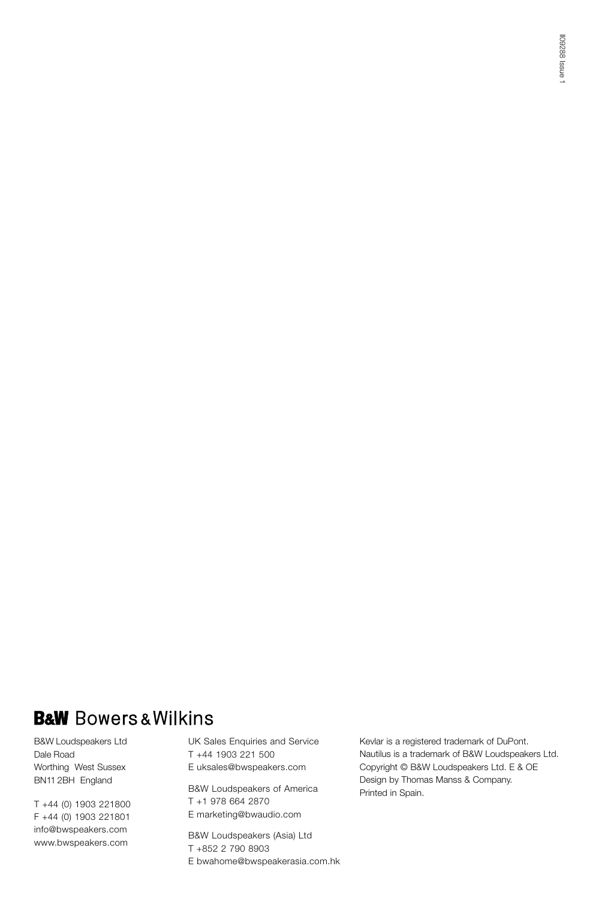II09288 Issue 1

**B&W** Bowers & Wilkins

B&W Loudspeakers Ltd
Dale Road
Worthing West Sussex
BN11 2BH England

T +44 (0) 1903 221800
F +44 (0) 1903 221801
info@bwspeakers.com
www.bwspeakers.com

UK Sales Enquiries and Service
T +44 1903 221 500
E uksales@bwspeakers.com

B&W Loudspeakers of America
T +1 978 664 2870
E marketing@bwaudio.com

B&W Loudspeakers (Asia) Ltd
T +852 2 790 8903
E bwahome@bwspeakerasia.com.hk

Kevlar is a registered trademark of DuPont.
Nautilus is a trademark of B&W Loudspeakers Ltd.
Copyright © B&W Loudspeakers Ltd. E & OE
Design by Thomas Manss & Company.
Printed in Spain.